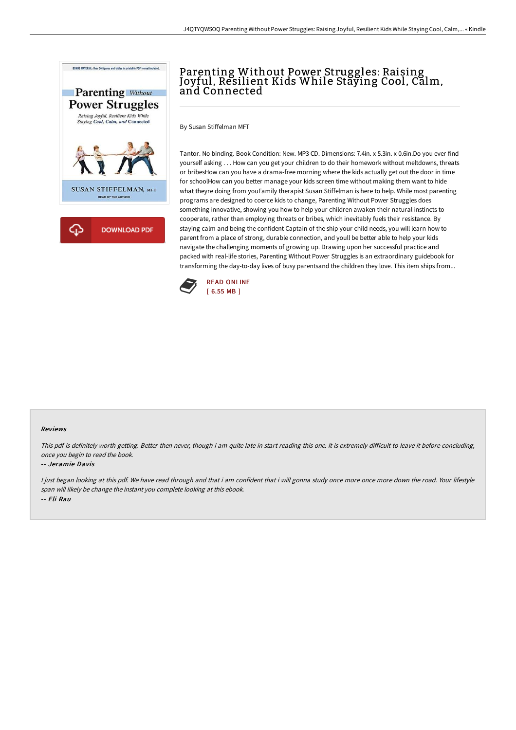# Parenting Without Power Struggles: Raising Joyful, Resilient Kids While Staying Cool, Calm, and Connected

By Susan Stiffelman MFT

Tantor. No binding. Book Condition: New. MP3 CD. Dimensions: 7.4in. x 5.3in. x 0.6in.Do you ever find yourself asking . . . How can you get your children to do their homework without meltdowns, threats or bribesHow can you have a drama-free morning where the kids actually get out the door in time for schoolHow can you better manage your kids screen time without making them want to hide what theyre doing from youFamily therapist Susan Stiffelman is here to help. While most parenting programs are designed to coerce kids to change, Parenting Without Power Struggles does something innovative, showing you how to help your children awaken their natural instincts to cooperate, rather than employing threats or bribes, which inevitably fuels their resistance. By staying calm and being the confident Captain of the ship your child needs, you will learn how to parent from a place of strong, durable connection, and youll be better able to help your kids navigate the challenging moments of growing up. Drawing upon her successful practice and packed with real-life stories, Parenting Without Power Struggles is an extraordinary guidebook for transforming the day-to-day lives of busy parentsand the children they love. This item ships from...

READ ONLINE
[ 6.55 MB ]

#### Reviews

*This pdf is definitely worth getting. Better then never, though i am quite late in start reading this one. It is extremely difficult to leave it before concluding, once you begin to read the book.*

-- *Jeramie Davis*

*I just began looking at this pdf. We have read through and that i am confident that i will gonna study once more once more down the road. Your lifestyle span will likely be change the instant you complete looking at this ebook.*

-- *Eli Rau*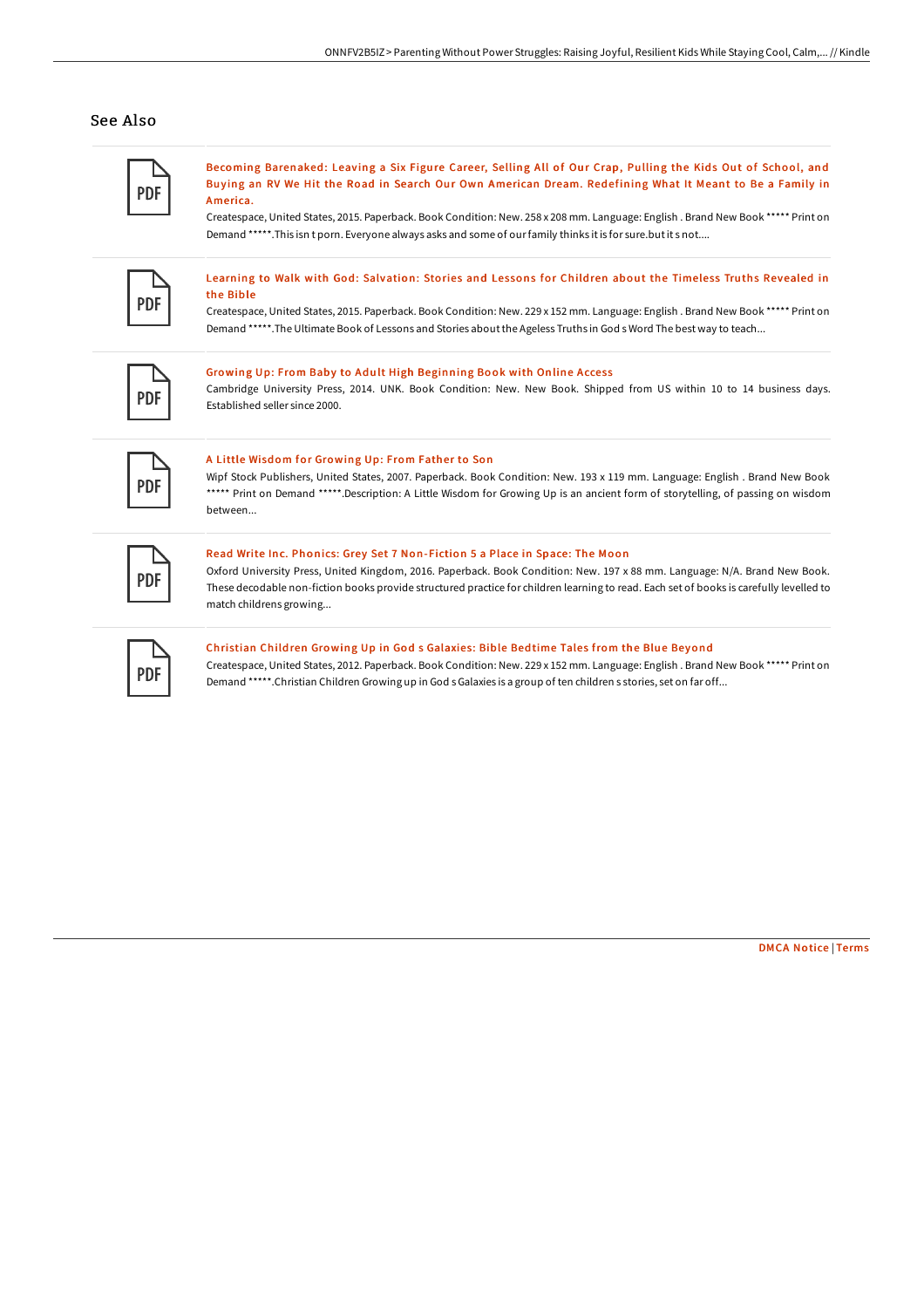## See Also

PDF

**Becoming Barenaked: Leaving a Six Figure Career, Selling All of Our Crap, Pulling the Kids Out of School, and Buying an RV We Hit the Road in Search Our Own American Dream. Redefining What It Meant to Be a Family in America.**

Createspace, United States, 2015. Paperback. Book Condition: New. 258 x 208 mm. Language: English . Brand New Book ***** Print on Demand *****.This isn t porn. Everyone always asks and some of our family thinks it is for sure.but it s not....

PDF

**Learning to Walk with God: Salvation: Stories and Lessons for Children about the Timeless Truths Revealed in the Bible**

Createspace, United States, 2015. Paperback. Book Condition: New. 229 x 152 mm. Language: English . Brand New Book ***** Print on Demand *****.The Ultimate Book of Lessons and Stories about the Ageless Truths in God s Word The best way to teach...

PDF

**Growing Up: From Baby to Adult High Beginning Book with Online Access**

Cambridge University Press, 2014. UNK. Book Condition: New. New Book. Shipped from US within 10 to 14 business days. Established seller since 2000.

PDF

**A Little Wisdom for Growing Up: From Father to Son**

Wipf Stock Publishers, United States, 2007. Paperback. Book Condition: New. 193 x 119 mm. Language: English . Brand New Book ***** Print on Demand *****.Description: A Little Wisdom for Growing Up is an ancient form of storytelling, of passing on wisdom between...

PDF

**Read Write Inc. Phonics: Grey Set 7 Non-Fiction 5 a Place in Space: The Moon**

Oxford University Press, United Kingdom, 2016. Paperback. Book Condition: New. 197 x 88 mm. Language: N/A. Brand New Book. These decodable non-fiction books provide structured practice for children learning to read. Each set of books is carefully levelled to match childrens growing...

PDF

**Christian Children Growing Up in God s Galaxies: Bible Bedtime Tales from the Blue Beyond**

Createspace, United States, 2012. Paperback. Book Condition: New. 229 x 152 mm. Language: English . Brand New Book ***** Print on Demand *****.Christian Children Growing up in God s Galaxies is a group of ten children s stories, set on far off...